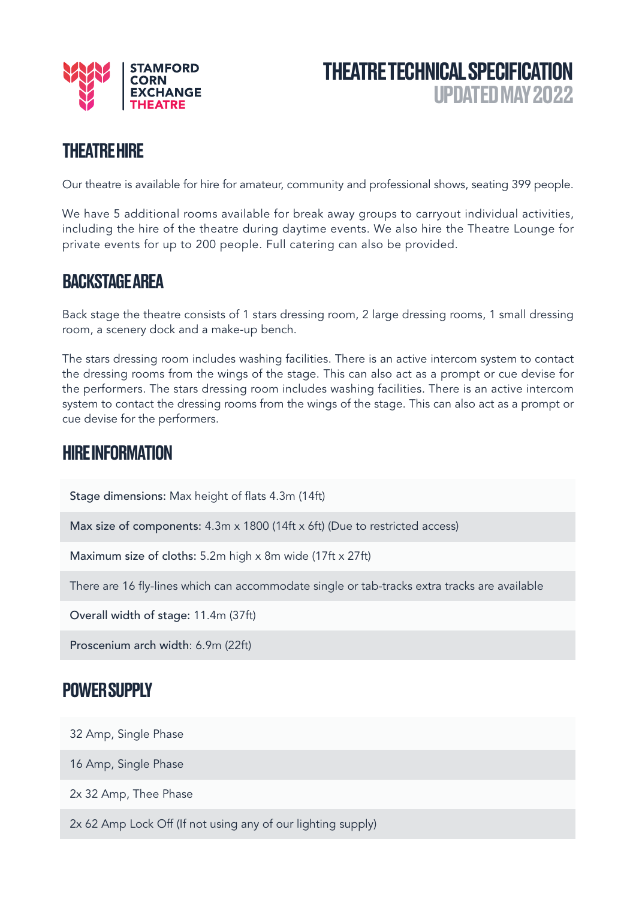STAMFORD CORN EXCHANGE THEATRE

# THEATRE TECHNICAL SPECIFICATION
## UPDATED MAY 2022

## THEATRE HIRE

Our theatre is available for hire for amateur, community and professional shows, seating 399 people.

We have 5 additional rooms available for break away groups to carryout individual activities, including the hire of the theatre during daytime events. We also hire the Theatre Lounge for private events for up to 200 people. Full catering can also be provided.

## BACKSTAGE AREA

Back stage the theatre consists of 1 stars dressing room, 2 large dressing rooms, 1 small dressing room, a scenery dock and a make-up bench.

The stars dressing room includes washing facilities. There is an active intercom system to contact the dressing rooms from the wings of the stage. This can also act as a prompt or cue devise for the performers. The stars dressing room includes washing facilities. There is an active intercom system to contact the dressing rooms from the wings of the stage. This can also act as a prompt or cue devise for the performers.

## HIRE INFORMATION

| |
|---|
| Stage dimensions: Max height of flats 4.3m (14ft) |
| Max size of components: 4.3m x 1800 (14ft x 6ft) (Due to restricted access) |
| Maximum size of cloths: 5.2m high x 8m wide (17ft x 27ft) |
| There are 16 fly-lines which can accommodate single or tab-tracks extra tracks are available |
| Overall width of stage: 11.4m (37ft) |
| Proscenium arch width: 6.9m (22ft) |

## POWER SUPPLY

| |
|---|
| 32 Amp, Single Phase |
| 16 Amp, Single Phase |
| 2x 32 Amp, Thee Phase |
| 2x 62 Amp Lock Off (If not using any of our lighting supply) |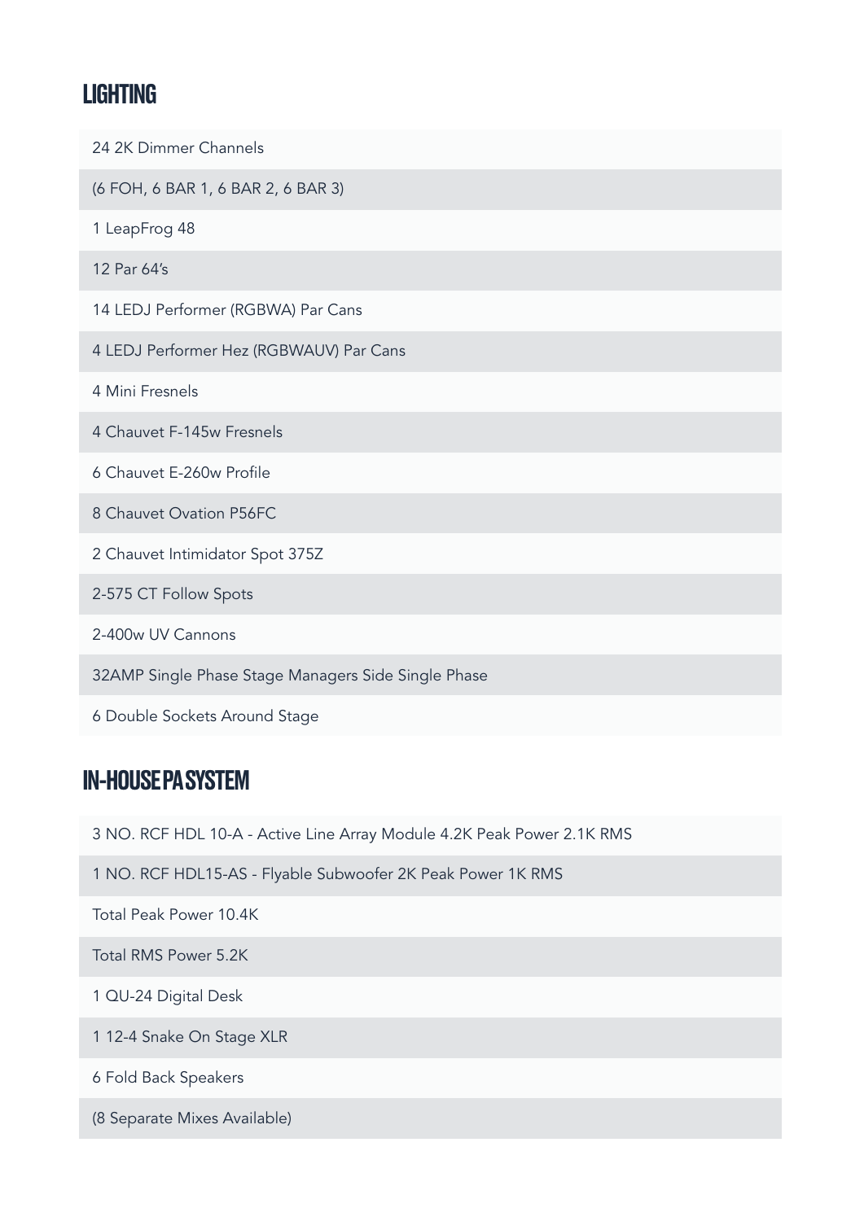## LIGHTING

- 24 2K Dimmer Channels
- (6 FOH, 6 BAR 1, 6 BAR 2, 6 BAR 3)
- 1 LeapFrog 48
- 12 Par 64's
- 14 LEDJ Performer (RGBWA) Par Cans
- 4 LEDJ Performer Hez (RGBWAUV) Par Cans
- 4 Mini Fresnels
- 4 Chauvet F-145w Fresnels
- 6 Chauvet E-260w Profile
- 8 Chauvet Ovation P56FC
- 2 Chauvet Intimidator Spot 375Z
- 2-575 CT Follow Spots
- 2-400w UV Cannons
- 32AMP Single Phase Stage Managers Side Single Phase
- 6 Double Sockets Around Stage

## IN-HOUSE PA SYSTEM

- 3 NO. RCF HDL 10-A - Active Line Array Module 4.2K Peak Power 2.1K RMS
- 1 NO. RCF HDL15-AS - Flyable Subwoofer 2K Peak Power 1K RMS
- Total Peak Power 10.4K
- Total RMS Power 5.2K
- 1 QU-24 Digital Desk
- 1 12-4 Snake On Stage XLR
- 6 Fold Back Speakers
- (8 Separate Mixes Available)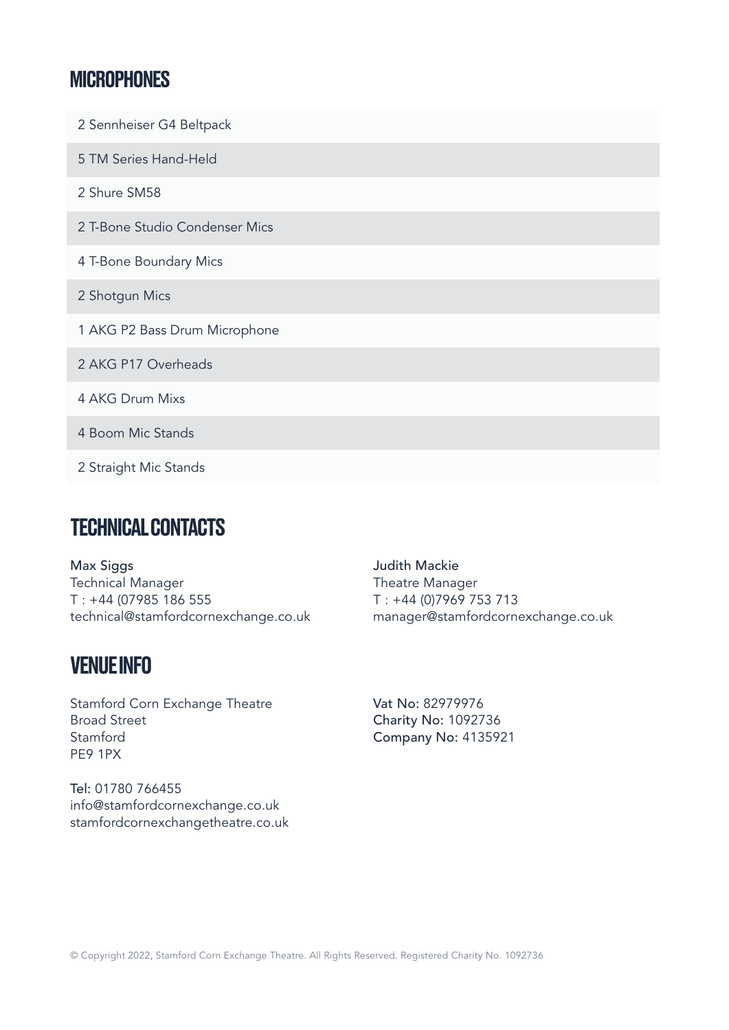## MICROPHONES

| |
|---|
| 2 Sennheiser G4 Beltpack |
| 5 TM Series Hand-Held |
| 2 Shure SM58 |
| 2 T-Bone Studio Condenser Mics |
| 4 T-Bone Boundary Mics |
| 2 Shotgun Mics |
| 1 AKG P2 Bass Drum Microphone |
| 2 AKG P17 Overheads |
| 4 AKG Drum Mixs |
| 4 Boom Mic Stands |
| 2 Straight Mic Stands |

## TECHNICAL CONTACTS

Max Siggs
Technical Manager
T : +44 (07985 186 555
technical@stamfordcornexchange.co.uk

Judith Mackie
Theatre Manager
T : +44 (0)7969 753 713
manager@stamfordcornexchange.co.uk

## VENUE INFO

Stamford Corn Exchange Theatre
Broad Street
Stamford
PE9 1PX

**Tel:** 01780 766455
info@stamfordcornexchange.co.uk
stamfordcornexchangetheatre.co.uk

**Vat No:** 82979976
**Charity No:** 1092736
**Company No:** 4135921

© Copyright 2022, Stamford Corn Exchange Theatre. All Rights Reserved. Registered Charity No. 1092736